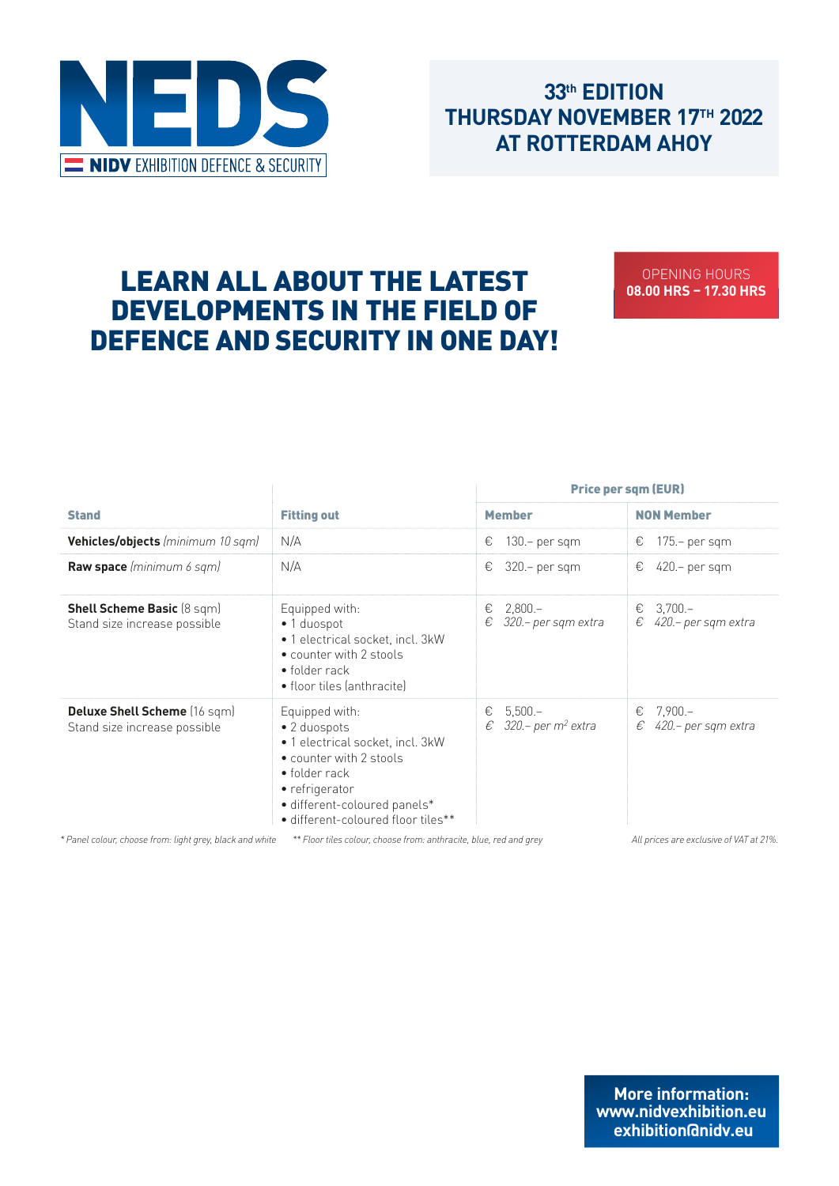# NEDS

NIDV EXHIBITION DEFENCE & SECURITY

**33th EDITION**
**THURSDAY NOVEMBER 17TH 2022**
**AT ROTTERDAM AHOY**

## LEARN ALL ABOUT THE LATEST DEVELOPMENTS IN THE FIELD OF DEFENCE AND SECURITY IN ONE DAY!

OPENING HOURS
**08.00 HRS – 17.30 HRS**

| | | Price per sqm (EUR) | |
|---|---|---|---|
| **Stand** | **Fitting out** | **Member** | **NON Member** |
| **Vehicles/objects** *(minimum 10 sqm)* | N/A | € 130.– per sqm | € 175.– per sqm |
| **Raw space** *(minimum 6 sqm)* | N/A | € 320.– per sqm | € 420.– per sqm |
| **Shell Scheme Basic** (8 sqm) Stand size increase possible | Equipped with: • 1 duospot • 1 electrical socket, incl. 3kW • counter with 2 stools • folder rack • floor tiles (anthracite) | € 2,800.– *€ 320.– per sqm extra* | € 3,700.– *€ 420.– per sqm extra* |
| **Deluxe Shell Scheme** (16 sqm) Stand size increase possible | Equipped with: • 2 duospots • 1 electrical socket, incl. 3kW • counter with 2 stools • folder rack • refrigerator • different-coloured panels* • different-coloured floor tiles** | € 5,500.– *€ 320.– per m² extra* | € 7,900.– *€ 420.– per sqm extra* |

*\* Panel colour, choose from: light grey, black and white* *\*\* Floor tiles colour, choose from: anthracite, blue, red and grey*

*All prices are exclusive of VAT at 21%.*

**More information:**
**www.nidvexhibition.eu**
**exhibition@nidv.eu**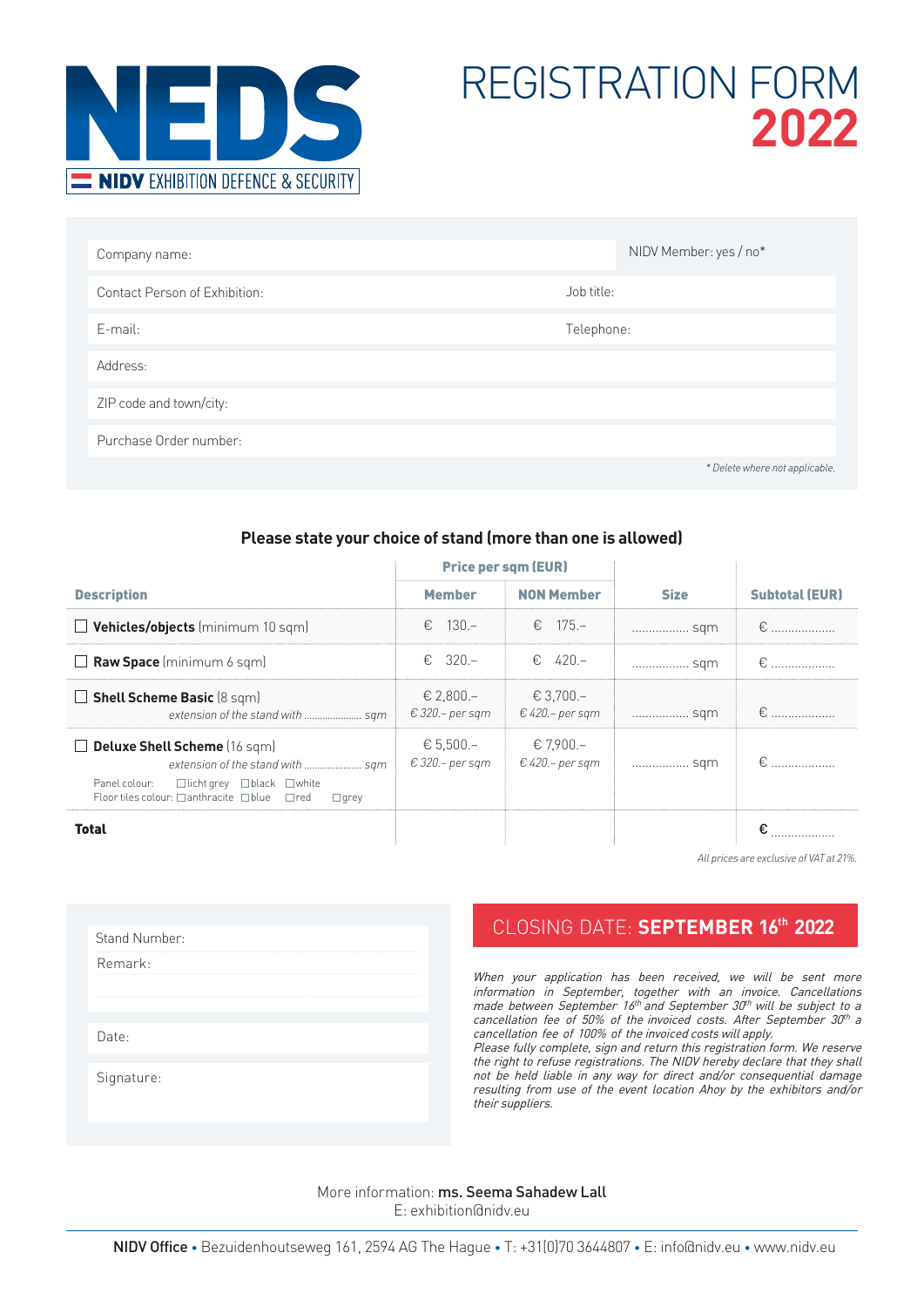# NEDS

NIDV EXHIBITION DEFENCE & SECURITY

# REGISTRATION FORM **2022**

Company name:

NIDV Member: yes / no*

Contact Person of Exhibition:

Job title:

E-mail:

Telephone:

Address:

ZIP code and town/city:

Purchase Order number:

*\* Delete where not applicable.*

### Please state your choice of stand (more than one is allowed)

| Description | Price per sqm (EUR) | | Size | Subtotal (EUR) |
|---|---|---|---|---|
| | Member | NON Member | | |
| ☐ **Vehicles/objects** (minimum 10 sqm) | € 130.– | € 175.– | ............... sqm | € .................. |
| ☐ **Raw Space** (minimum 6 sqm) | € 320.– | € 420.– | ............... sqm | € .................. |
| ☐ **Shell Scheme Basic** (8 sqm) *extension of the stand with ..................... sqm* | € 2,800.– *€ 320.– per sqm* | € 3,700.– *€ 420.– per sqm* | ............... sqm | € .................. |
| ☐ **Deluxe Shell Scheme** (16 sqm) *extension of the stand with ..................... sqm* Panel colour: ☐licht grey ☐black ☐white Floor tiles colour: ☐anthracite ☐blue ☐red ☐grey | € 5,500.– *€ 320.– per sqm* | € 7,900.– *€ 420.– per sqm* | ............... sqm | € .................. |
| **Total** | | | | **€** .................. |

*All prices are exclusive of VAT at 21%.*

Stand Number:

Remark:

Date:

Signature:

## CLOSING DATE: **SEPTEMBER 16th 2022**

*When your application has been received, we will be sent more information in September, together with an invoice. Cancellations made between September 16th and September 30th will be subject to a cancellation fee of 50% of the invoiced costs. After September 30th a cancellation fee of 100% of the invoiced costs will apply.*
*Please fully complete, sign and return this registration form. We reserve the right to refuse registrations. The NIDV hereby declare that they shall not be held liable in any way for direct and/or consequential damage resulting from use of the event location Ahoy by the exhibitors and/or their suppliers.*

More information: **ms. Seema Sahadew Lall**
E: exhibition@nidv.eu

**NIDV Office** • Bezuidenhoutseweg 161, 2594 AG The Hague • T: +31(0)70 3644807 • E: info@nidv.eu • www.nidv.eu